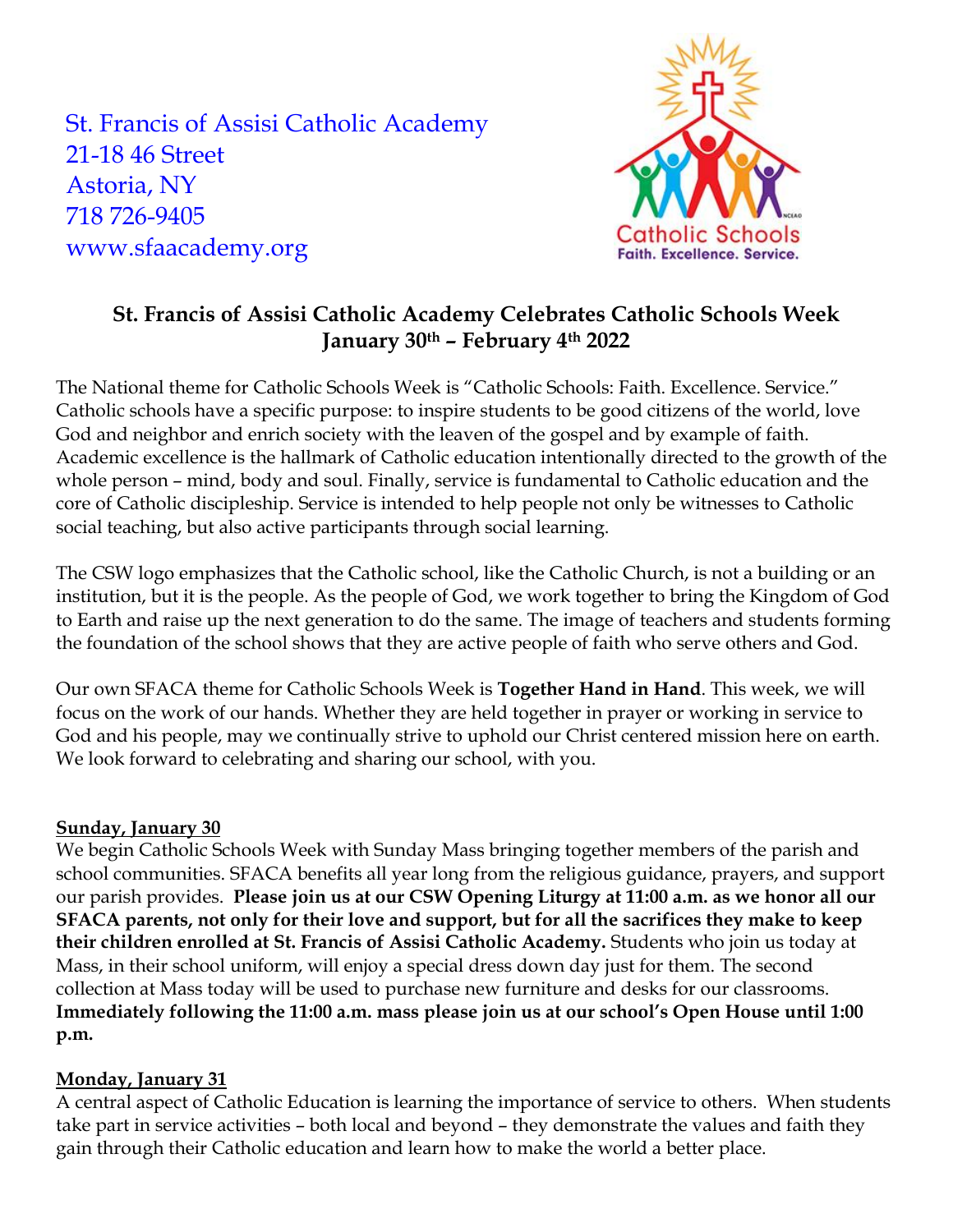St. Francis of Assisi Catholic Academy
21-18 46 Street
Astoria, NY
718 726-9405
www.sfaacademy.org

Catholic Schools
Faith. Excellence. Service.

## St. Francis of Assisi Catholic Academy Celebrates Catholic Schools Week January 30th – February 4th 2022

The National theme for Catholic Schools Week is "Catholic Schools: Faith. Excellence. Service." Catholic schools have a specific purpose: to inspire students to be good citizens of the world, love God and neighbor and enrich society with the leaven of the gospel and by example of faith. Academic excellence is the hallmark of Catholic education intentionally directed to the growth of the whole person – mind, body and soul. Finally, service is fundamental to Catholic education and the core of Catholic discipleship. Service is intended to help people not only be witnesses to Catholic social teaching, but also active participants through social learning.

The CSW logo emphasizes that the Catholic school, like the Catholic Church, is not a building or an institution, but it is the people. As the people of God, we work together to bring the Kingdom of God to Earth and raise up the next generation to do the same. The image of teachers and students forming the foundation of the school shows that they are active people of faith who serve others and God.

Our own SFACA theme for Catholic Schools Week is **Together Hand in Hand**. This week, we will focus on the work of our hands. Whether they are held together in prayer or working in service to God and his people, may we continually strive to uphold our Christ centered mission here on earth. We look forward to celebrating and sharing our school, with you.

**Sunday, January 30**

We begin Catholic Schools Week with Sunday Mass bringing together members of the parish and school communities. SFACA benefits all year long from the religious guidance, prayers, and support our parish provides. **Please join us at our CSW Opening Liturgy at 11:00 a.m. as we honor all our SFACA parents, not only for their love and support, but for all the sacrifices they make to keep their children enrolled at St. Francis of Assisi Catholic Academy.** Students who join us today at Mass, in their school uniform, will enjoy a special dress down day just for them. The second collection at Mass today will be used to purchase new furniture and desks for our classrooms. **Immediately following the 11:00 a.m. mass please join us at our school's Open House until 1:00 p.m.**

**Monday, January 31**

A central aspect of Catholic Education is learning the importance of service to others. When students take part in service activities – both local and beyond – they demonstrate the values and faith they gain through their Catholic education and learn how to make the world a better place.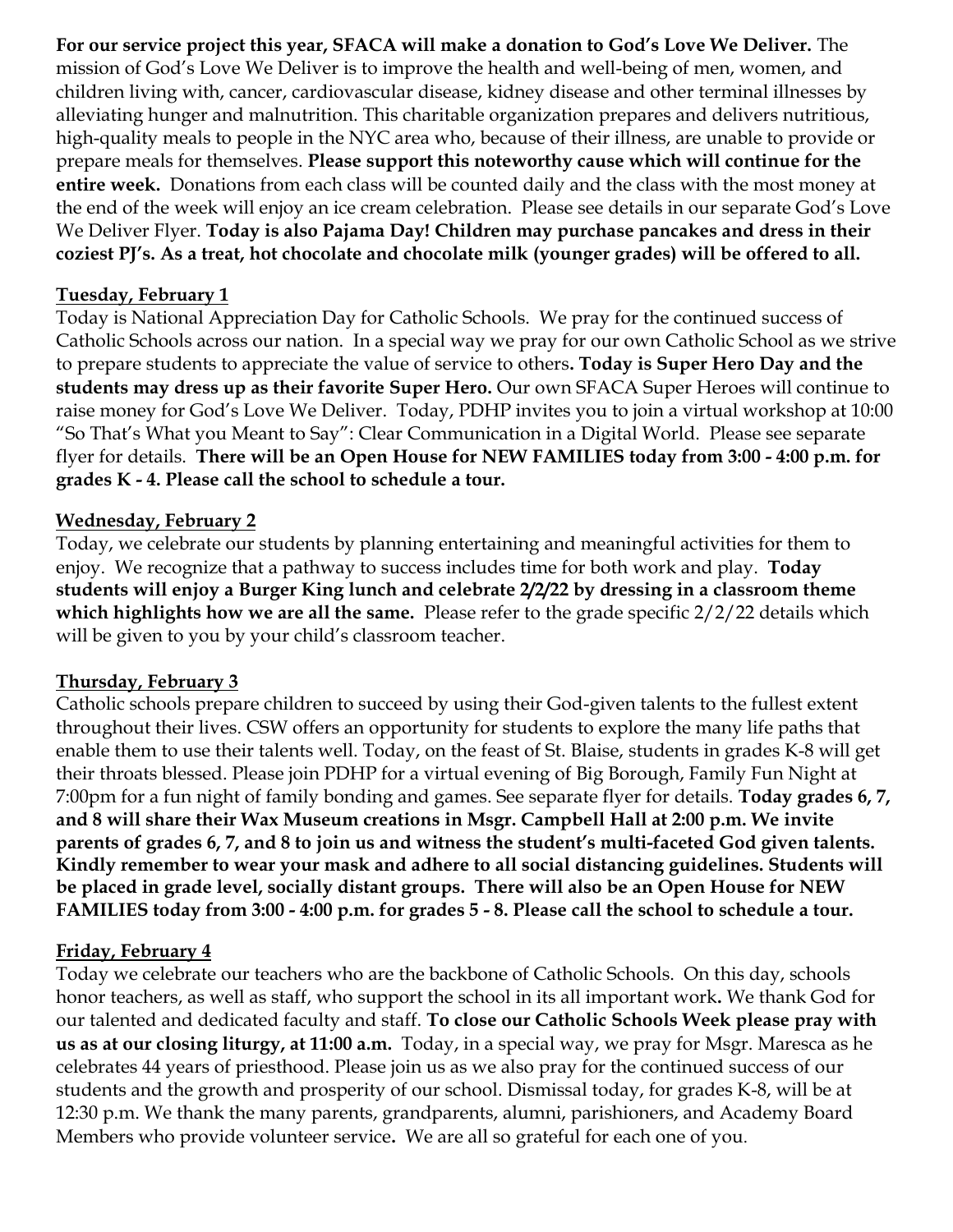**For our service project this year, SFACA will make a donation to God's Love We Deliver.** The mission of God's Love We Deliver is to improve the health and well-being of men, women, and children living with, cancer, cardiovascular disease, kidney disease and other terminal illnesses by alleviating hunger and malnutrition. This charitable organization prepares and delivers nutritious, high-quality meals to people in the NYC area who, because of their illness, are unable to provide or prepare meals for themselves. **Please support this noteworthy cause which will continue for the entire week.** Donations from each class will be counted daily and the class with the most money at the end of the week will enjoy an ice cream celebration. Please see details in our separate God's Love We Deliver Flyer. **Today is also Pajama Day! Children may purchase pancakes and dress in their coziest PJ's. As a treat, hot chocolate and chocolate milk (younger grades) will be offered to all.**

## Tuesday, February 1

Today is National Appreciation Day for Catholic Schools. We pray for the continued success of Catholic Schools across our nation. In a special way we pray for our own Catholic School as we strive to prepare students to appreciate the value of service to others**. Today is Super Hero Day and the students may dress up as their favorite Super Hero.** Our own SFACA Super Heroes will continue to raise money for God's Love We Deliver. Today, PDHP invites you to join a virtual workshop at 10:00 "So That's What you Meant to Say": Clear Communication in a Digital World. Please see separate flyer for details. **There will be an Open House for NEW FAMILIES today from 3:00 - 4:00 p.m. for grades K - 4. Please call the school to schedule a tour.**

## Wednesday, February 2

Today, we celebrate our students by planning entertaining and meaningful activities for them to enjoy. We recognize that a pathway to success includes time for both work and play. **Today students will enjoy a Burger King lunch and celebrate 2/2/22 by dressing in a classroom theme which highlights how we are all the same.** Please refer to the grade specific 2/2/22 details which will be given to you by your child's classroom teacher.

## Thursday, February 3

Catholic schools prepare children to succeed by using their God-given talents to the fullest extent throughout their lives. CSW offers an opportunity for students to explore the many life paths that enable them to use their talents well. Today, on the feast of St. Blaise, students in grades K-8 will get their throats blessed. Please join PDHP for a virtual evening of Big Borough, Family Fun Night at 7:00pm for a fun night of family bonding and games. See separate flyer for details. **Today grades 6, 7, and 8 will share their Wax Museum creations in Msgr. Campbell Hall at 2:00 p.m. We invite parents of grades 6, 7, and 8 to join us and witness the student's multi-faceted God given talents. Kindly remember to wear your mask and adhere to all social distancing guidelines. Students will be placed in grade level, socially distant groups. There will also be an Open House for NEW FAMILIES today from 3:00 - 4:00 p.m. for grades 5 - 8. Please call the school to schedule a tour.**

## Friday, February 4

Today we celebrate our teachers who are the backbone of Catholic Schools. On this day, schools honor teachers, as well as staff, who support the school in its all important work**.** We thank God for our talented and dedicated faculty and staff. **To close our Catholic Schools Week please pray with us as at our closing liturgy, at 11:00 a.m.** Today, in a special way, we pray for Msgr. Maresca as he celebrates 44 years of priesthood. Please join us as we also pray for the continued success of our students and the growth and prosperity of our school. Dismissal today, for grades K-8, will be at 12:30 p.m. We thank the many parents, grandparents, alumni, parishioners, and Academy Board Members who provide volunteer service**.** We are all so grateful for each one of you.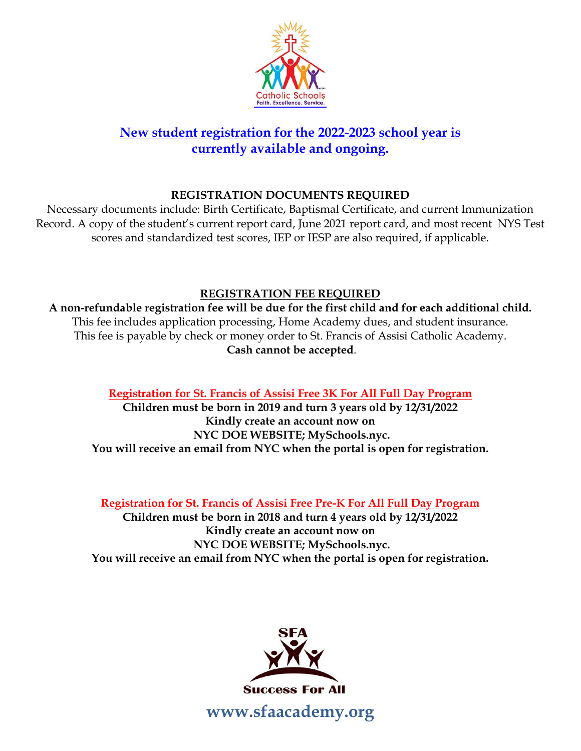Catholic Schools
Faith. Excellence. Service.

## New student registration for the 2022-2023 school year is currently available and ongoing.

### REGISTRATION DOCUMENTS REQUIRED

Necessary documents include: Birth Certificate, Baptismal Certificate, and current Immunization Record. A copy of the student's current report card, June 2021 report card, and most recent NYS Test scores and standardized test scores, IEP or IESP are also required, if applicable.

### REGISTRATION FEE REQUIRED

**A non-refundable registration fee will be due for the first child and for each additional child.**
This fee includes application processing, Home Academy dues, and student insurance.
This fee is payable by check or money order to St. Francis of Assisi Catholic Academy.
**Cash cannot be accepted**.

### Registration for St. Francis of Assisi Free 3K For All Full Day Program

**Children must be born in 2019 and turn 3 years old by 12/31/2022**
**Kindly create an account now on**
**NYC DOE WEBSITE; MySchools.nyc.**
**You will receive an email from NYC when the portal is open for registration.**

### Registration for St. Francis of Assisi Free Pre-K For All Full Day Program

**Children must be born in 2018 and turn 4 years old by 12/31/2022**
**Kindly create an account now on**
**NYC DOE WEBSITE; MySchools.nyc.**
**You will receive an email from NYC when the portal is open for registration.**

SFA
Success For All

**www.sfaacademy.org**